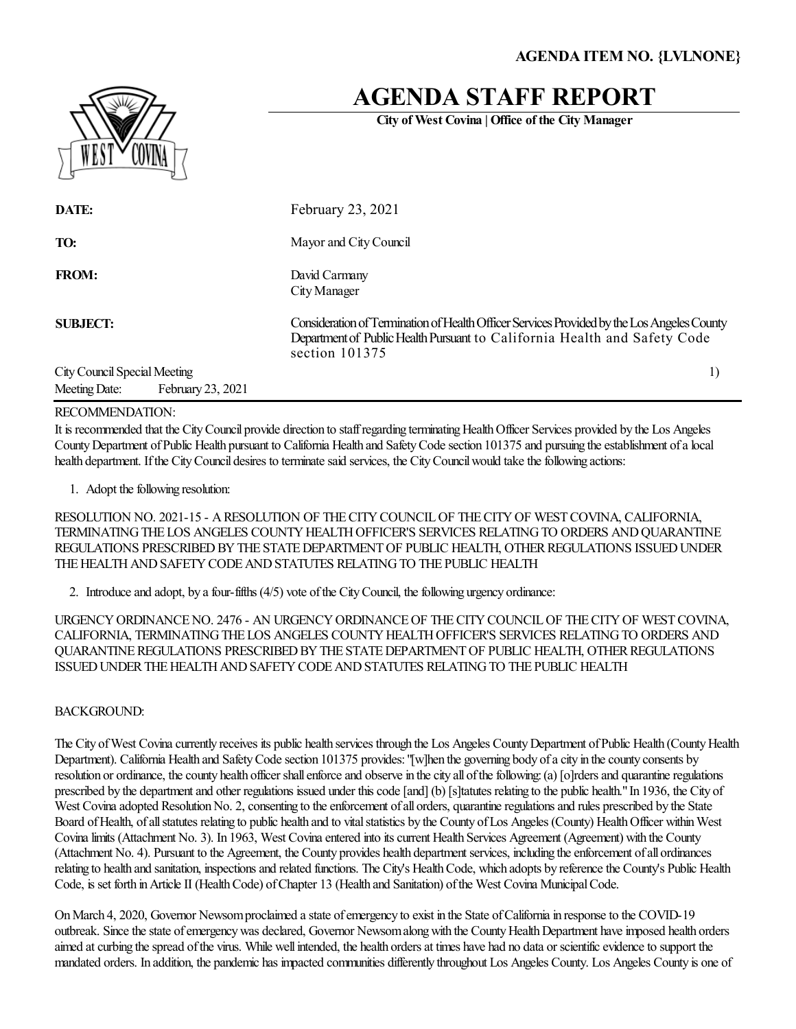**AGENDA ITEM NO. {LVLNONE}**

# AGENDA STAFF REPORT

**City of West Covina | Office of the City Manager**

| | |
|---|---|
| **DATE:** | February 23, 2021 |
| **TO:** | Mayor and City Council |
| **FROM:** | David Carmany<br>City Manager |
| **SUBJECT:** | Consideration of Termination of Health Officer Services Provided by the Los Angeles County Department of Public Health Pursuant to California Health and Safety Code section 101375 |

City Council Special Meeting — 1)

Meeting Date: February 23, 2021

RECOMMENDATION:

It is recommended that the City Council provide direction to staff regarding terminating Health Officer Services provided by the Los Angeles County Department of Public Health pursuant to California Health and Safety Code section 101375 and pursuing the establishment of a local health department. If the City Council desires to terminate said services, the City Council would take the following actions:

1. Adopt the following resolution:

RESOLUTION NO. 2021-15 - A RESOLUTION OF THE CITY COUNCIL OF THE CITY OF WEST COVINA, CALIFORNIA, TERMINATING THE LOS ANGELES COUNTY HEALTH OFFICER'S SERVICES RELATING TO ORDERS AND QUARANTINE REGULATIONS PRESCRIBED BY THE STATE DEPARTMENT OF PUBLIC HEALTH, OTHER REGULATIONS ISSUED UNDER THE HEALTH AND SAFETY CODE AND STATUTES RELATING TO THE PUBLIC HEALTH

2. Introduce and adopt, by a four-fifths (4/5) vote of the City Council, the following urgency ordinance:

URGENCY ORDINANCE NO. 2476 - AN URGENCY ORDINANCE OF THE CITY COUNCIL OF THE CITY OF WEST COVINA, CALIFORNIA, TERMINATING THE LOS ANGELES COUNTY HEALTH OFFICER'S SERVICES RELATING TO ORDERS AND QUARANTINE REGULATIONS PRESCRIBED BY THE STATE DEPARTMENT OF PUBLIC HEALTH, OTHER REGULATIONS ISSUED UNDER THE HEALTH AND SAFETY CODE AND STATUTES RELATING TO THE PUBLIC HEALTH

BACKGROUND:

The City of West Covina currently receives its public health services through the Los Angeles County Department of Public Health (County Health Department). California Health and Safety Code section 101375 provides: "[w]hen the governing body of a city in the county consents by resolution or ordinance, the county health officer shall enforce and observe in the city all of the following: (a) [o]rders and quarantine regulations prescribed by the department and other regulations issued under this code [and] (b) [s]tatutes relating to the public health." In 1936, the City of West Covina adopted Resolution No. 2, consenting to the enforcement of all orders, quarantine regulations and rules prescribed by the State Board of Health, of all statutes relating to public health and to vital statistics by the County of Los Angeles (County) Health Officer within West Covina limits (Attachment No. 3). In 1963, West Covina entered into its current Health Services Agreement (Agreement) with the County (Attachment No. 4). Pursuant to the Agreement, the County provides health department services, including the enforcement of all ordinances relating to health and sanitation, inspections and related functions. The City's Health Code, which adopts by reference the County's Public Health Code, is set forth in Article II (Health Code) of Chapter 13 (Health and Sanitation) of the West Covina Municipal Code.

On March 4, 2020, Governor Newsom proclaimed a state of emergency to exist in the State of California in response to the COVID-19 outbreak. Since the state of emergency was declared, Governor Newsom along with the County Health Department have imposed health orders aimed at curbing the spread of the virus. While well intended, the health orders at times have had no data or scientific evidence to support the mandated orders. In addition, the pandemic has impacted communities differently throughout Los Angeles County. Los Angeles County is one of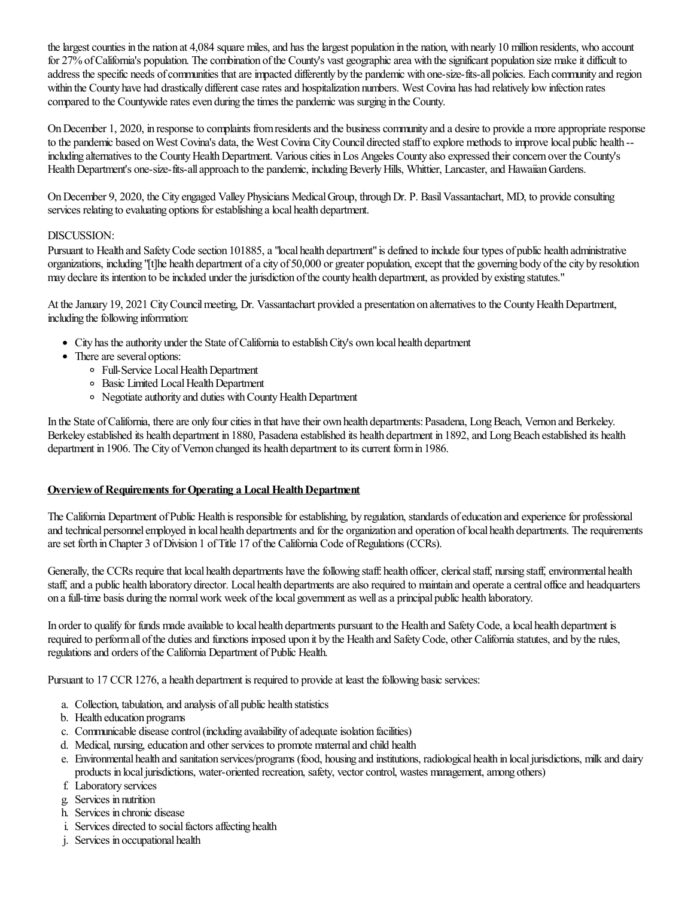the largest counties in the nation at 4,084 square miles, and has the largest population in the nation, with nearly 10 million residents, who account for 27% of California's population. The combination of the County's vast geographic area with the significant population size make it difficult to address the specific needs of communities that are impacted differently by the pandemic with one-size-fits-all policies. Each community and region within the County have had drastically different case rates and hospitalization numbers. West Covina has had relatively low infection rates compared to the Countywide rates even during the times the pandemic was surging in the County.

On December 1, 2020, in response to complaints from residents and the business community and a desire to provide a more appropriate response to the pandemic based on West Covina's data, the West Covina City Council directed staff to explore methods to improve local public health -- including alternatives to the County Health Department. Various cities in Los Angeles County also expressed their concern over the County's Health Department's one-size-fits-all approach to the pandemic, including Beverly Hills, Whittier, Lancaster, and Hawaiian Gardens.

On December 9, 2020, the City engaged Valley Physicians Medical Group, through Dr. P. Basil Vassantachart, MD, to provide consulting services relating to evaluating options for establishing a local health department.

DISCUSSION:

Pursuant to Health and Safety Code section 101885, a "local health department" is defined to include four types of public health administrative organizations, including "[t]he health department of a city of 50,000 or greater population, except that the governing body of the city by resolution may declare its intention to be included under the jurisdiction of the county health department, as provided by existing statutes."

At the January 19, 2021 City Council meeting, Dr. Vassantachart provided a presentation on alternatives to the County Health Department, including the following information:

- City has the authority under the State of California to establish City's own local health department
- There are several options:
  - Full-Service Local Health Department
  - Basic Limited Local Health Department
  - Negotiate authority and duties with County Health Department

In the State of California, there are only four cities in that have their own health departments: Pasadena, Long Beach, Vernon and Berkeley. Berkeley established its health department in 1880, Pasadena established its health department in 1892, and Long Beach established its health department in 1906. The City of Vernon changed its health department to its current form in 1986.

**Overview of Requirements for Operating a Local Health Department**

The California Department of Public Health is responsible for establishing, by regulation, standards of education and experience for professional and technical personnel employed in local health departments and for the organization and operation of local health departments. The requirements are set forth in Chapter 3 of Division 1 of Title 17 of the California Code of Regulations (CCRs).

Generally, the CCRs require that local health departments have the following staff: health officer, clerical staff, nursing staff, environmental health staff, and a public health laboratory director. Local health departments are also required to maintain and operate a central office and headquarters on a full-time basis during the normal work week of the local government as well as a principal public health laboratory.

In order to qualify for funds made available to local health departments pursuant to the Health and Safety Code, a local health department is required to perform all of the duties and functions imposed upon it by the Health and Safety Code, other California statutes, and by the rules, regulations and orders of the California Department of Public Health.

Pursuant to 17 CCR 1276, a health department is required to provide at least the following basic services:

a. Collection, tabulation, and analysis of all public health statistics
b. Health education programs
c. Communicable disease control (including availability of adequate isolation facilities)
d. Medical, nursing, education and other services to promote maternal and child health
e. Environmental health and sanitation services/programs (food, housing and institutions, radiological health in local jurisdictions, milk and dairy products in local jurisdictions, water-oriented recreation, safety, vector control, wastes management, among others)
f. Laboratory services
g. Services in nutrition
h. Services in chronic disease
i. Services directed to social factors affecting health
j. Services in occupational health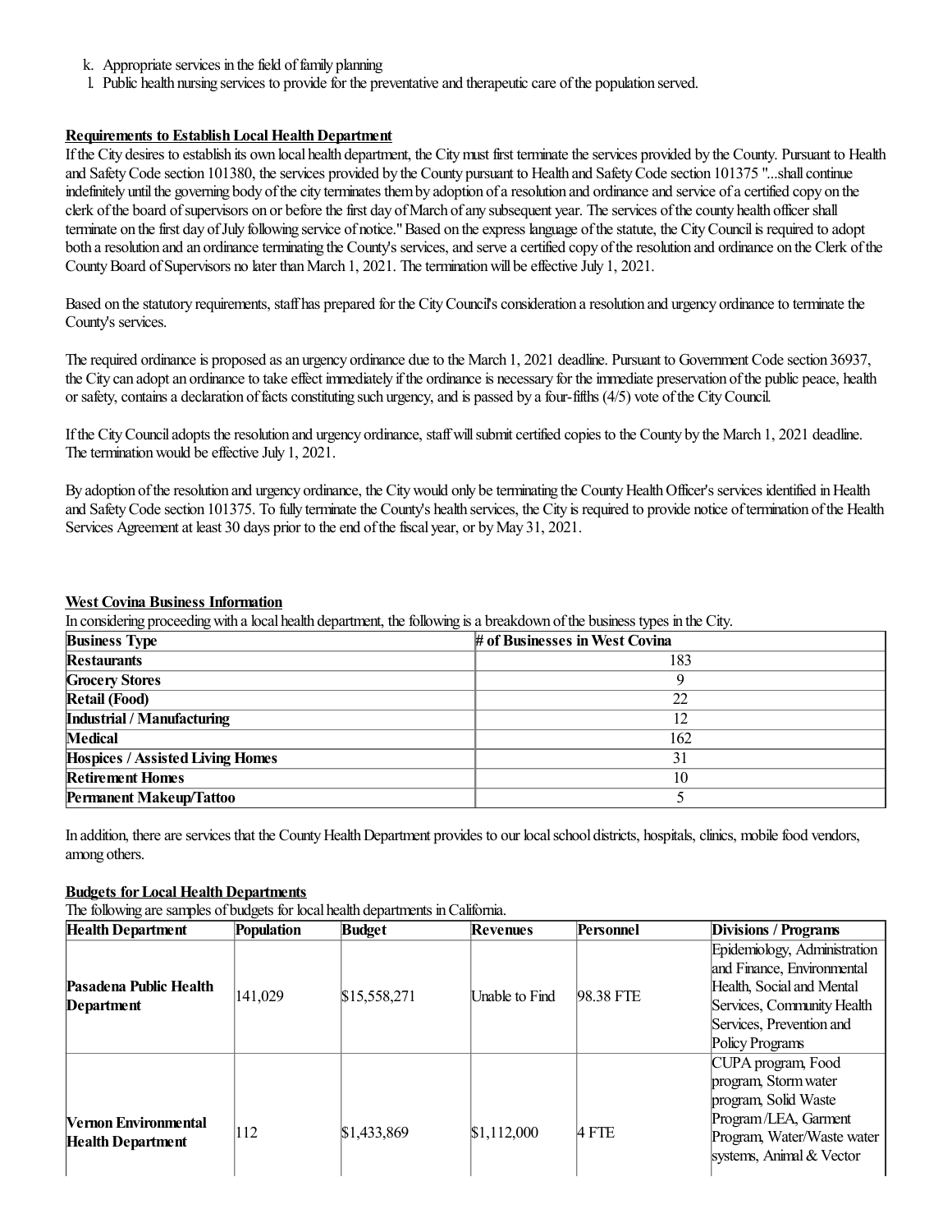k. Appropriate services in the field of family planning
l. Public health nursing services to provide for the preventative and therapeutic care of the population served.

**Requirements to Establish Local Health Department**

If the City desires to establish its own local health department, the City must first terminate the services provided by the County. Pursuant to Health and Safety Code section 101380, the services provided by the County pursuant to Health and Safety Code section 101375 "...shall continue indefinitely until the governing body of the city terminates them by adoption of a resolution and ordinance and service of a certified copy on the clerk of the board of supervisors on or before the first day of March of any subsequent year. The services of the county health officer shall terminate on the first day of July following service of notice." Based on the express language of the statute, the City Council is required to adopt both a resolution and an ordinance terminating the County's services, and serve a certified copy of the resolution and ordinance on the Clerk of the County Board of Supervisors no later than March 1, 2021. The termination will be effective July 1, 2021.

Based on the statutory requirements, staff has prepared for the City Council's consideration a resolution and urgency ordinance to terminate the County's services.

The required ordinance is proposed as an urgency ordinance due to the March 1, 2021 deadline. Pursuant to Government Code section 36937, the City can adopt an ordinance to take effect immediately if the ordinance is necessary for the immediate preservation of the public peace, health or safety, contains a declaration of facts constituting such urgency, and is passed by a four-fifths (4/5) vote of the City Council.

If the City Council adopts the resolution and urgency ordinance, staff will submit certified copies to the County by the March 1, 2021 deadline. The termination would be effective July 1, 2021.

By adoption of the resolution and urgency ordinance, the City would only be terminating the County Health Officer's services identified in Health and Safety Code section 101375. To fully terminate the County's health services, the City is required to provide notice of termination of the Health Services Agreement at least 30 days prior to the end of the fiscal year, or by May 31, 2021.

**West Covina Business Information**

In considering proceeding with a local health department, the following is a breakdown of the business types in the City.

| Business Type | # of Businesses in West Covina |
|---|---|
| **Restaurants** | 183 |
| **Grocery Stores** | 9 |
| **Retail (Food)** | 22 |
| **Industrial / Manufacturing** | 12 |
| **Medical** | 162 |
| **Hospices / Assisted Living Homes** | 31 |
| **Retirement Homes** | 10 |
| **Permanent Makeup/Tattoo** | 5 |

In addition, there are services that the County Health Department provides to our local school districts, hospitals, clinics, mobile food vendors, among others.

**Budgets for Local Health Departments**

The following are samples of budgets for local health departments in California.

| Health Department | Population | Budget | Revenues | Personnel | Divisions / Programs |
|---|---|---|---|---|---|
| **Pasadena Public Health Department** | 141,029 | $15,558,271 | Unable to Find | 98.38 FTE | Epidemiology, Administration and Finance, Environmental Health, Social and Mental Services, Community Health Services, Prevention and Policy Programs |
| **Vernon Environmental Health Department** | 112 | $1,433,869 | $1,112,000 | 4 FTE | CUPA program, Food program, Storm water program, Solid Waste Program/LEA, Garment Program, Water/Waste water systems, Animal & Vector |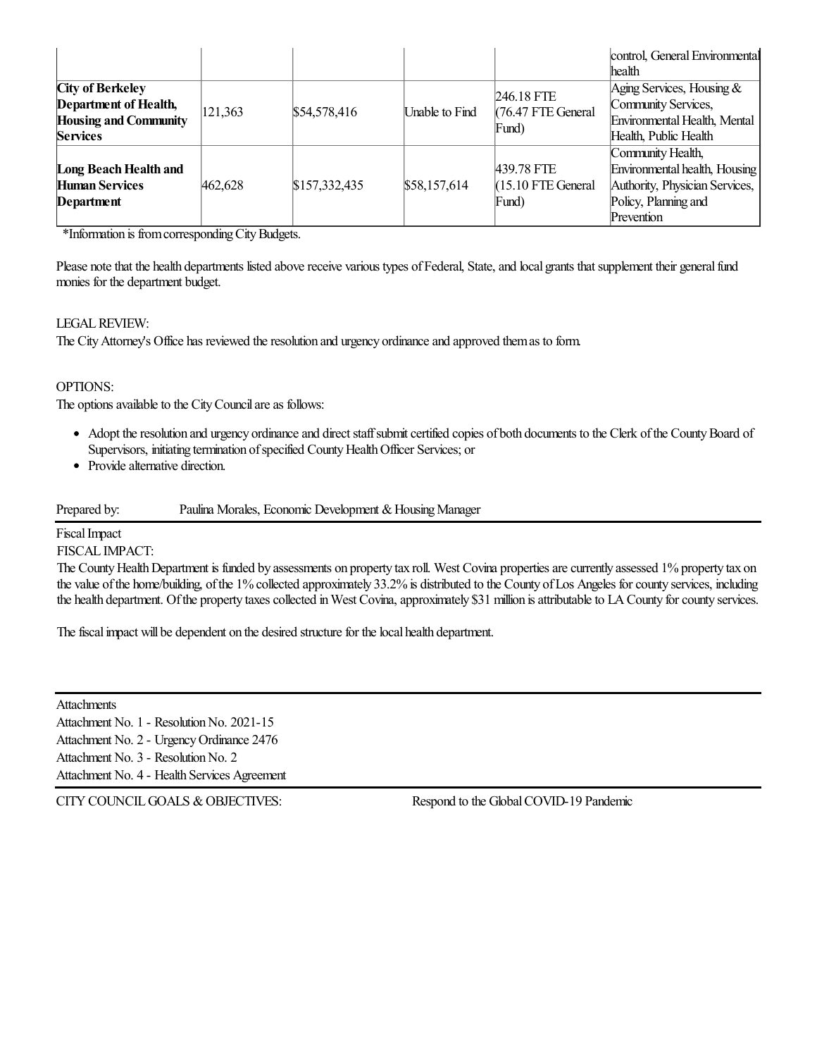| | | | | | |
|---|---|---|---|---|---|
| | | | | | control, General Environmental health |
| **City of Berkeley Department of Health, Housing and Community Services** | 121,363 | $54,578,416 | Unable to Find | 246.18 FTE (76.47 FTE General Fund) | Aging Services, Housing & Community Services, Environmental Health, Mental Health, Public Health |
| **Long Beach Health and Human Services Department** | 462,628 | $157,332,435 | $58,157,614 | 439.78 FTE (15.10 FTE General Fund) | Community Health, Environmental health, Housing Authority, Physician Services, Policy, Planning and Prevention |

*Information is from corresponding City Budgets.

Please note that the health departments listed above receive various types of Federal, State, and local grants that supplement their general fund monies for the department budget.

LEGAL REVIEW:
The City Attorney's Office has reviewed the resolution and urgency ordinance and approved them as to form.

OPTIONS:
The options available to the City Council are as follows:

- Adopt the resolution and urgency ordinance and direct staff submit certified copies of both documents to the Clerk of the County Board of Supervisors, initiating termination of specified County Health Officer Services; or
- Provide alternative direction.

Prepared by: Paulina Morales, Economic Development & Housing Manager

Fiscal Impact
FISCAL IMPACT:
The County Health Department is funded by assessments on property tax roll. West Covina properties are currently assessed 1% property tax on the value of the home/building, of the 1% collected approximately 33.2% is distributed to the County of Los Angeles for county services, including the health department. Of the property taxes collected in West Covina, approximately $31 million is attributable to LA County for county services.

The fiscal impact will be dependent on the desired structure for the local health department.

Attachments
Attachment No. 1 - Resolution No. 2021-15
Attachment No. 2 - Urgency Ordinance 2476
Attachment No. 3 - Resolution No. 2
Attachment No. 4 - Health Services Agreement

CITY COUNCIL GOALS & OBJECTIVES: Respond to the Global COVID-19 Pandemic